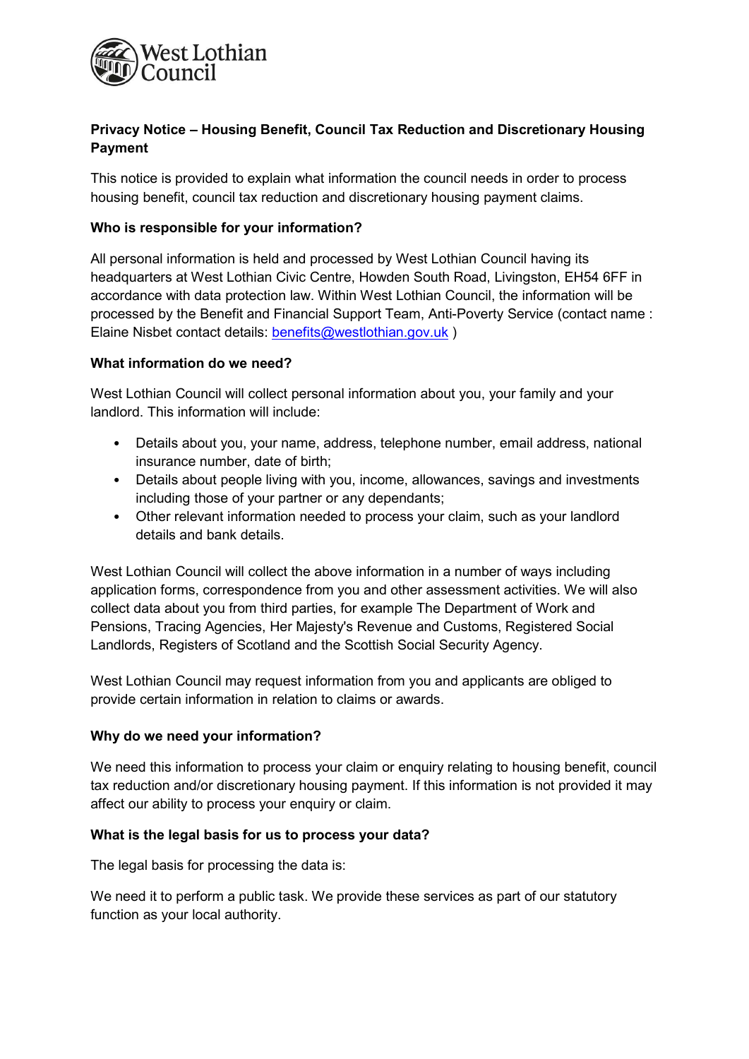West Lothian Council

**Privacy Notice – Housing Benefit, Council Tax Reduction and Discretionary Housing Payment**

This notice is provided to explain what information the council needs in order to process housing benefit, council tax reduction and discretionary housing payment claims.

**Who is responsible for your information?**

All personal information is held and processed by West Lothian Council having its headquarters at West Lothian Civic Centre, Howden South Road, Livingston, EH54 6FF in accordance with data protection law. Within West Lothian Council, the information will be processed by the Benefit and Financial Support Team, Anti-Poverty Service (contact name : Elaine Nisbet contact details: benefits@westlothian.gov.uk )

**What information do we need?**

West Lothian Council will collect personal information about you, your family and your landlord. This information will include:

- Details about you, your name, address, telephone number, email address, national insurance number, date of birth;
- Details about people living with you, income, allowances, savings and investments including those of your partner or any dependants;
- Other relevant information needed to process your claim, such as your landlord details and bank details.

West Lothian Council will collect the above information in a number of ways including application forms, correspondence from you and other assessment activities. We will also collect data about you from third parties, for example The Department of Work and Pensions, Tracing Agencies, Her Majesty's Revenue and Customs, Registered Social Landlords, Registers of Scotland and the Scottish Social Security Agency.

West Lothian Council may request information from you and applicants are obliged to provide certain information in relation to claims or awards.

**Why do we need your information?**

We need this information to process your claim or enquiry relating to housing benefit, council tax reduction and/or discretionary housing payment. If this information is not provided it may affect our ability to process your enquiry or claim.

**What is the legal basis for us to process your data?**

The legal basis for processing the data is:

We need it to perform a public task. We provide these services as part of our statutory function as your local authority.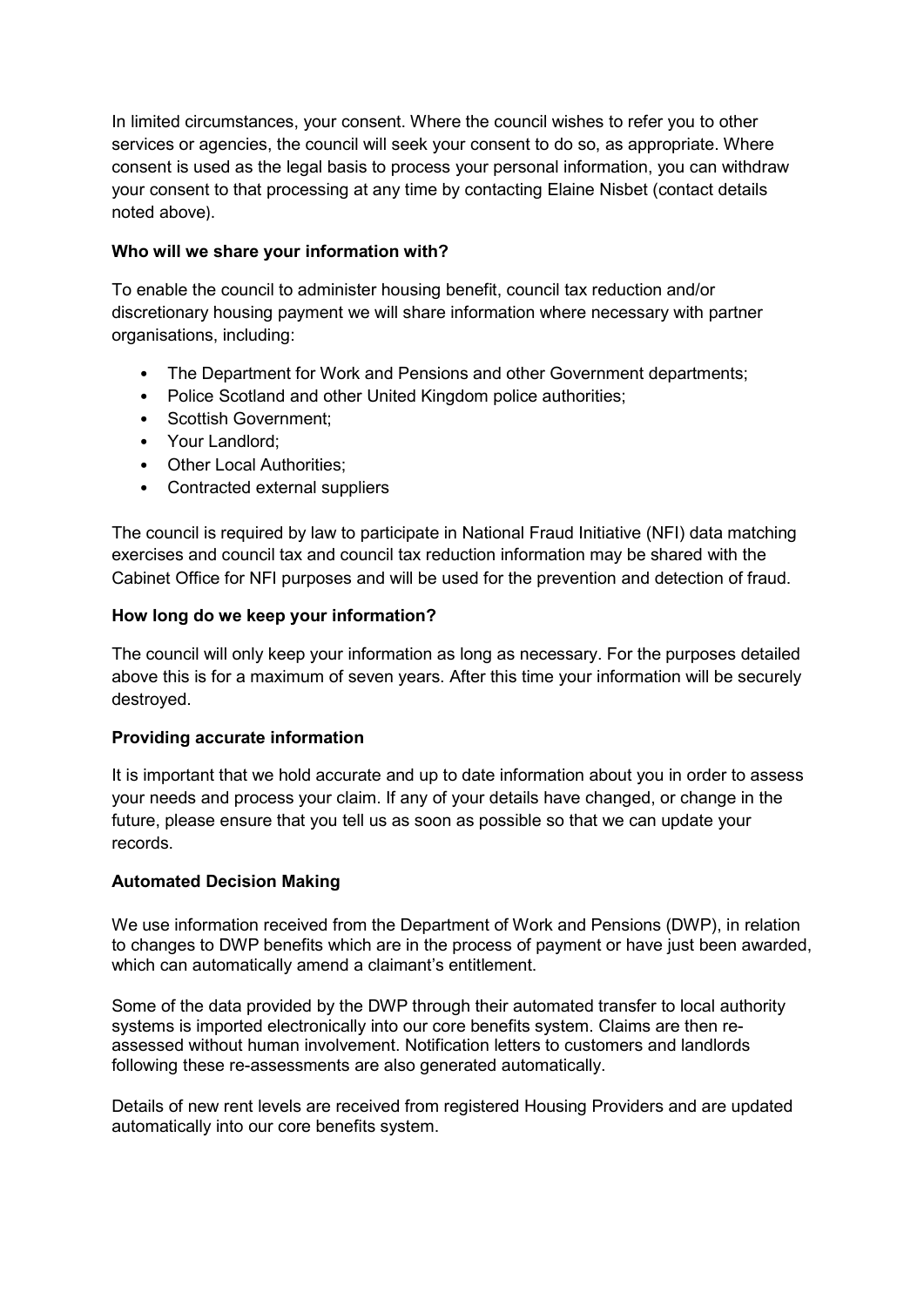In limited circumstances, your consent. Where the council wishes to refer you to other services or agencies, the council will seek your consent to do so, as appropriate. Where consent is used as the legal basis to process your personal information, you can withdraw your consent to that processing at any time by contacting Elaine Nisbet (contact details noted above).

**Who will we share your information with?**

To enable the council to administer housing benefit, council tax reduction and/or discretionary housing payment we will share information where necessary with partner organisations, including:

- The Department for Work and Pensions and other Government departments;
- Police Scotland and other United Kingdom police authorities;
- Scottish Government;
- Your Landlord;
- Other Local Authorities;
- Contracted external suppliers

The council is required by law to participate in National Fraud Initiative (NFI) data matching exercises and council tax and council tax reduction information may be shared with the Cabinet Office for NFI purposes and will be used for the prevention and detection of fraud.

**How long do we keep your information?**

The council will only keep your information as long as necessary. For the purposes detailed above this is for a maximum of seven years. After this time your information will be securely destroyed.

**Providing accurate information**

It is important that we hold accurate and up to date information about you in order to assess your needs and process your claim. If any of your details have changed, or change in the future, please ensure that you tell us as soon as possible so that we can update your records.

**Automated Decision Making**

We use information received from the Department of Work and Pensions (DWP), in relation to changes to DWP benefits which are in the process of payment or have just been awarded, which can automatically amend a claimant's entitlement.

Some of the data provided by the DWP through their automated transfer to local authority systems is imported electronically into our core benefits system. Claims are then re-assessed without human involvement. Notification letters to customers and landlords following these re-assessments are also generated automatically.

Details of new rent levels are received from registered Housing Providers and are updated automatically into our core benefits system.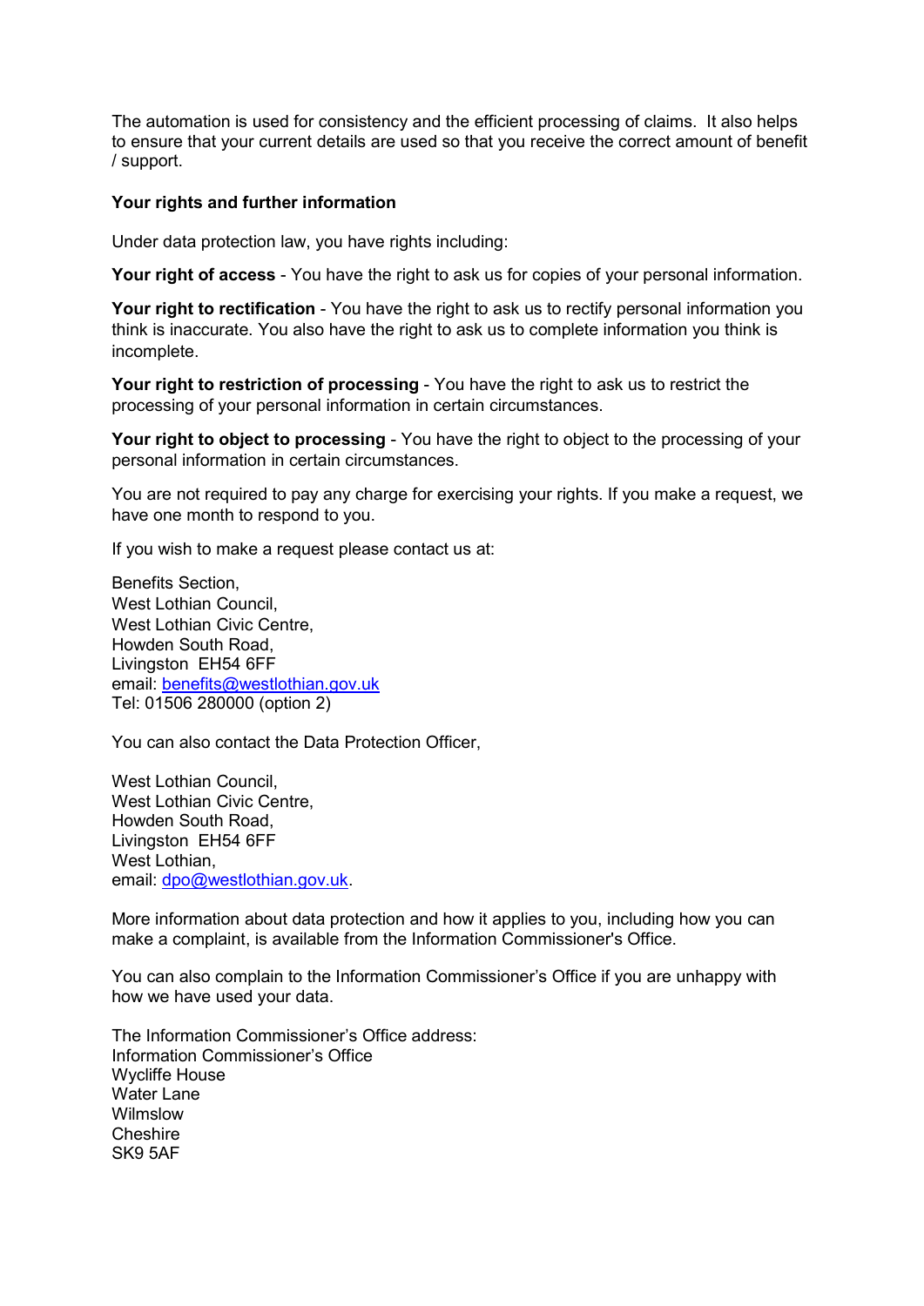The automation is used for consistency and the efficient processing of claims. It also helps to ensure that your current details are used so that you receive the correct amount of benefit / support.

**Your rights and further information**

Under data protection law, you have rights including:

**Your right of access** - You have the right to ask us for copies of your personal information.

**Your right to rectification** - You have the right to ask us to rectify personal information you think is inaccurate. You also have the right to ask us to complete information you think is incomplete.

**Your right to restriction of processing** - You have the right to ask us to restrict the processing of your personal information in certain circumstances.

**Your right to object to processing** - You have the right to object to the processing of your personal information in certain circumstances.

You are not required to pay any charge for exercising your rights. If you make a request, we have one month to respond to you.

If you wish to make a request please contact us at:

Benefits Section,  
West Lothian Council,  
West Lothian Civic Centre,  
Howden South Road,  
Livingston EH54 6FF  
email: benefits@westlothian.gov.uk  
Tel: 01506 280000 (option 2)

You can also contact the Data Protection Officer,

West Lothian Council,  
West Lothian Civic Centre,  
Howden South Road,  
Livingston EH54 6FF  
West Lothian,  
email: dpo@westlothian.gov.uk.

More information about data protection and how it applies to you, including how you can make a complaint, is available from the Information Commissioner's Office.

You can also complain to the Information Commissioner's Office if you are unhappy with how we have used your data.

The Information Commissioner's Office address:  
Information Commissioner's Office  
Wycliffe House  
Water Lane  
Wilmslow  
Cheshire  
SK9 5AF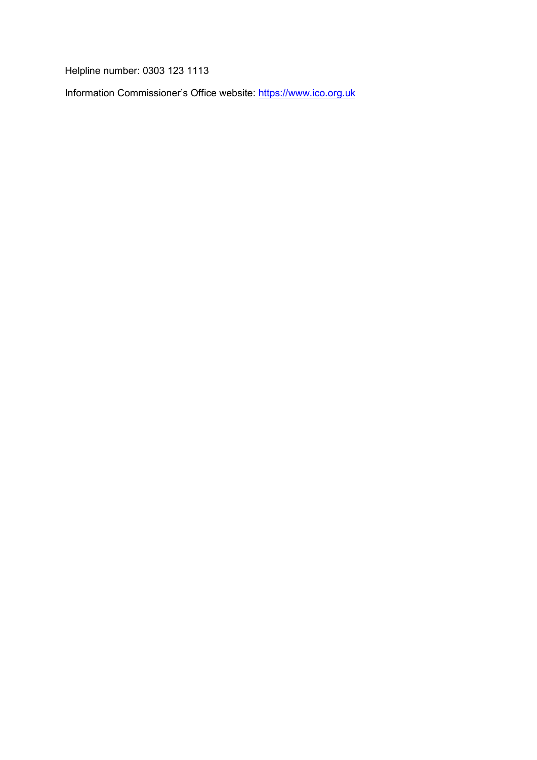Helpline number: 0303 123 1113

Information Commissioner's Office website: [https://www.ico.org.uk](https://www.ico.org.uk)